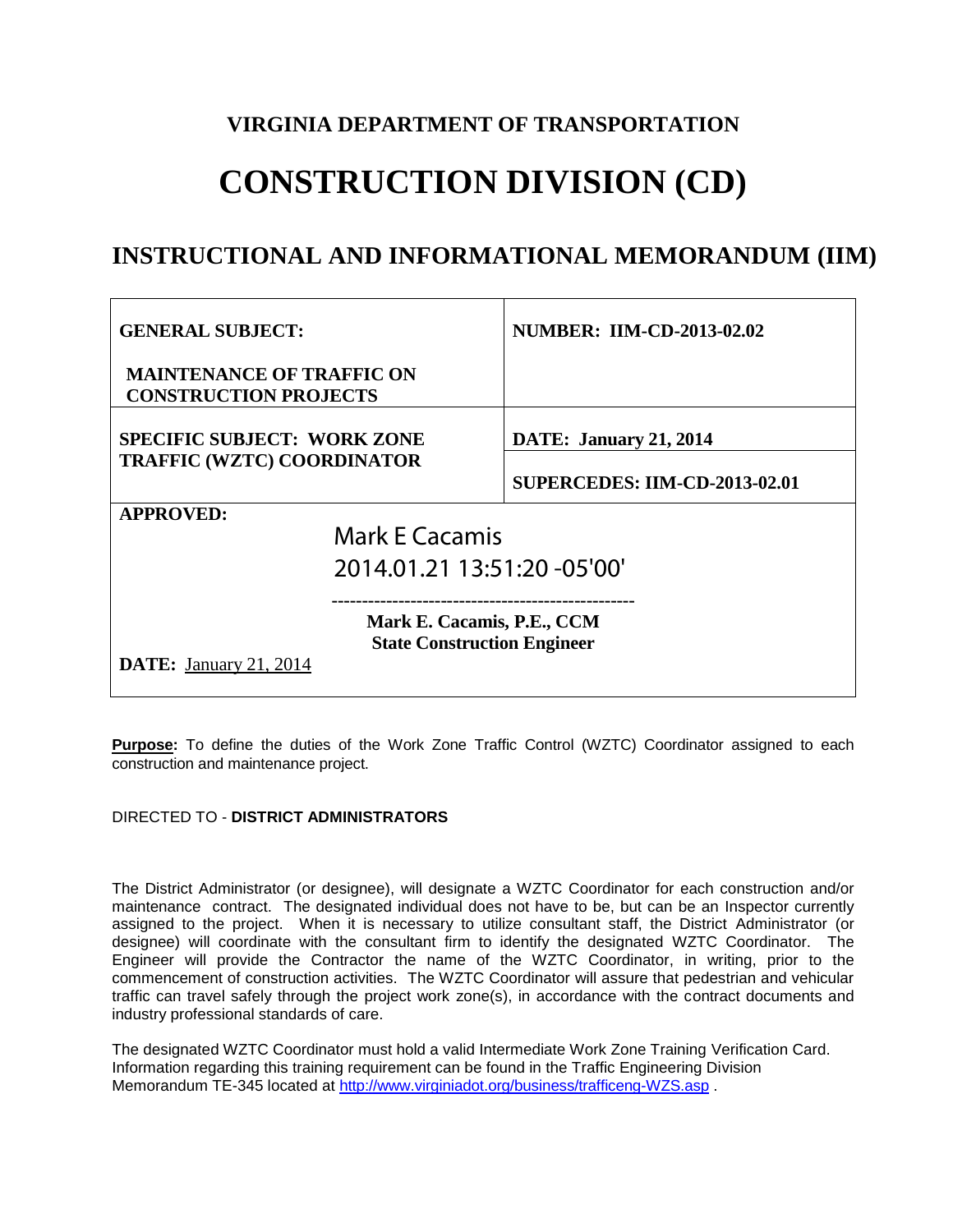# VIRGINIA DEPARTMENT OF TRANSPORTATION

# CONSTRUCTION DIVISION (CD)

## INSTRUCTIONAL AND INFORMATIONAL MEMORANDUM (IIM)

| GENERAL SUBJECT: MAINTENANCE OF TRAFFIC ON CONSTRUCTION PROJECTS | NUMBER: IIM-CD-2013-02.02 |
|---|---|
| SPECIFIC SUBJECT: WORK ZONE TRAFFIC (WZTC) COORDINATOR | DATE: January 21, 2014 |
| | SUPERCEDES: IIM-CD-2013-02.01 |
| APPROVED: Mark E Cacamis 2014.01.21 13:51:20 -05'00' Mark E. Cacamis, P.E., CCM State Construction Engineer DATE: January 21, 2014 | |

**Purpose:** To define the duties of the Work Zone Traffic Control (WZTC) Coordinator assigned to each construction and maintenance project.

DIRECTED TO - **DISTRICT ADMINISTRATORS**

The District Administrator (or designee), will designate a WZTC Coordinator for each construction and/or maintenance contract. The designated individual does not have to be, but can be an Inspector currently assigned to the project. When it is necessary to utilize consultant staff, the District Administrator (or designee) will coordinate with the consultant firm to identify the designated WZTC Coordinator. The Engineer will provide the Contractor the name of the WZTC Coordinator, in writing, prior to the commencement of construction activities. The WZTC Coordinator will assure that pedestrian and vehicular traffic can travel safely through the project work zone(s), in accordance with the contract documents and industry professional standards of care.

The designated WZTC Coordinator must hold a valid Intermediate Work Zone Training Verification Card. Information regarding this training requirement can be found in the Traffic Engineering Division Memorandum TE-345 located at http://www.virginiadot.org/business/trafficeng-WZS.asp .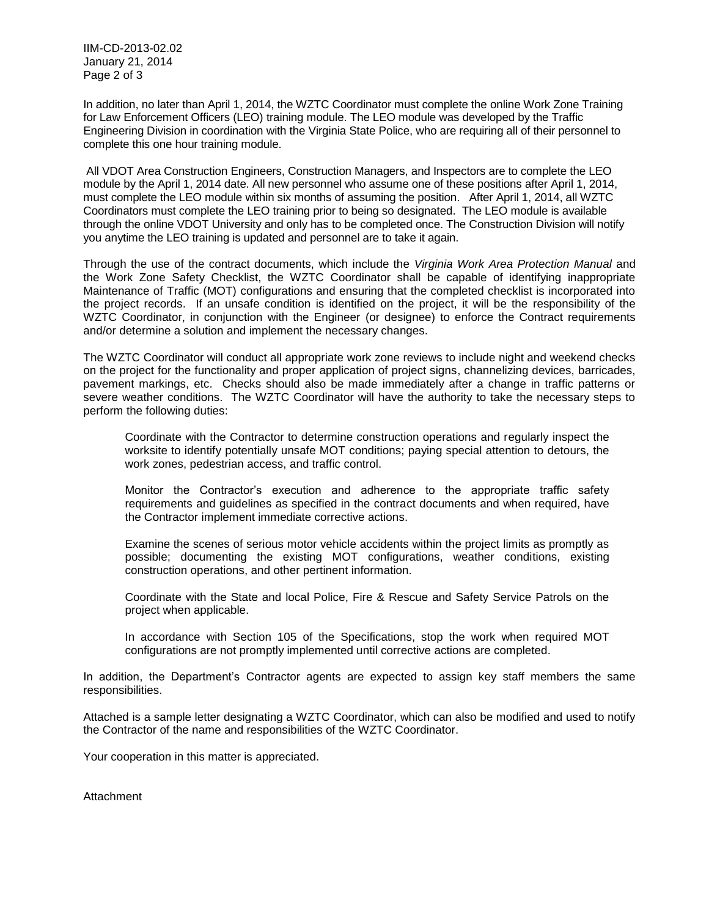In addition, no later than April 1, 2014, the WZTC Coordinator must complete the online Work Zone Training for Law Enforcement Officers (LEO) training module. The LEO module was developed by the Traffic Engineering Division in coordination with the Virginia State Police, who are requiring all of their personnel to complete this one hour training module.

All VDOT Area Construction Engineers, Construction Managers, and Inspectors are to complete the LEO module by the April 1, 2014 date. All new personnel who assume one of these positions after April 1, 2014, must complete the LEO module within six months of assuming the position. After April 1, 2014, all WZTC Coordinators must complete the LEO training prior to being so designated. The LEO module is available through the online VDOT University and only has to be completed once. The Construction Division will notify you anytime the LEO training is updated and personnel are to take it again.

Through the use of the contract documents, which include the *Virginia Work Area Protection Manual* and the Work Zone Safety Checklist, the WZTC Coordinator shall be capable of identifying inappropriate Maintenance of Traffic (MOT) configurations and ensuring that the completed checklist is incorporated into the project records. If an unsafe condition is identified on the project, it will be the responsibility of the WZTC Coordinator, in conjunction with the Engineer (or designee) to enforce the Contract requirements and/or determine a solution and implement the necessary changes.

The WZTC Coordinator will conduct all appropriate work zone reviews to include night and weekend checks on the project for the functionality and proper application of project signs, channelizing devices, barricades, pavement markings, etc. Checks should also be made immediately after a change in traffic patterns or severe weather conditions. The WZTC Coordinator will have the authority to take the necessary steps to perform the following duties:

> Coordinate with the Contractor to determine construction operations and regularly inspect the worksite to identify potentially unsafe MOT conditions; paying special attention to detours, the work zones, pedestrian access, and traffic control.
>
> Monitor the Contractor's execution and adherence to the appropriate traffic safety requirements and guidelines as specified in the contract documents and when required, have the Contractor implement immediate corrective actions.
>
> Examine the scenes of serious motor vehicle accidents within the project limits as promptly as possible; documenting the existing MOT configurations, weather conditions, existing construction operations, and other pertinent information.
>
> Coordinate with the State and local Police, Fire & Rescue and Safety Service Patrols on the project when applicable.
>
> In accordance with Section 105 of the Specifications, stop the work when required MOT configurations are not promptly implemented until corrective actions are completed.

In addition, the Department's Contractor agents are expected to assign key staff members the same responsibilities.

Attached is a sample letter designating a WZTC Coordinator, which can also be modified and used to notify the Contractor of the name and responsibilities of the WZTC Coordinator.

Your cooperation in this matter is appreciated.

Attachment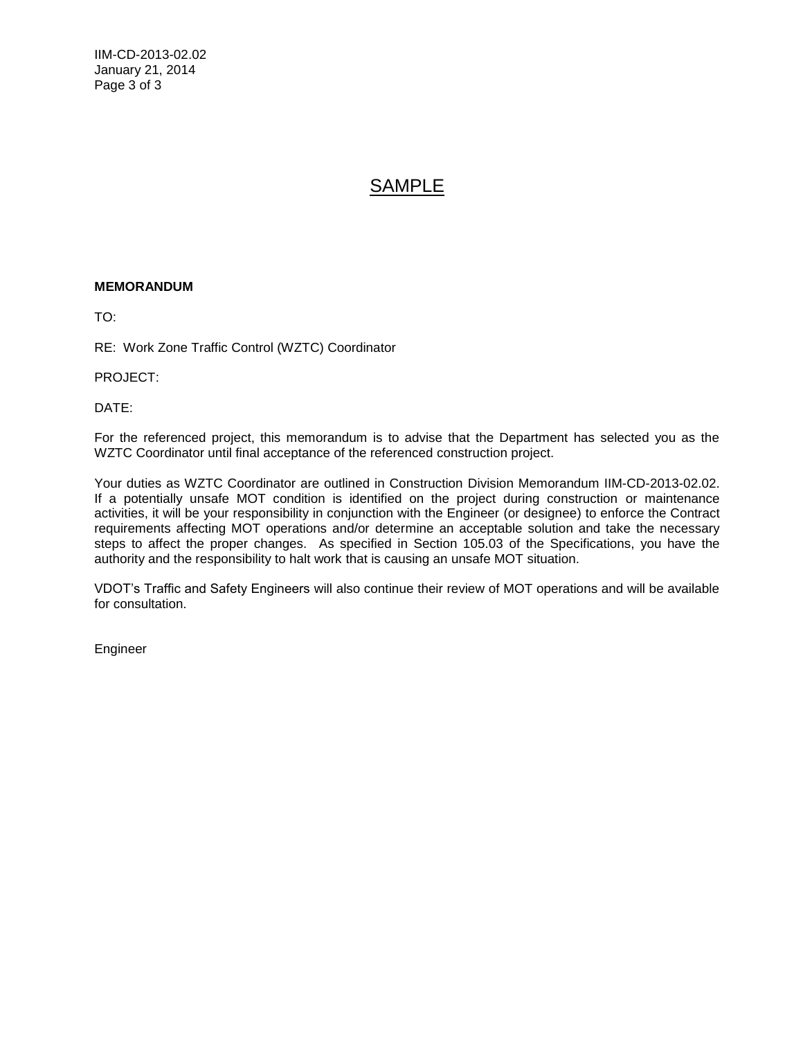# SAMPLE

**MEMORANDUM**

TO:

RE: Work Zone Traffic Control (WZTC) Coordinator

PROJECT:

DATE:

For the referenced project, this memorandum is to advise that the Department has selected you as the WZTC Coordinator until final acceptance of the referenced construction project.

Your duties as WZTC Coordinator are outlined in Construction Division Memorandum IIM-CD-2013-02.02. If a potentially unsafe MOT condition is identified on the project during construction or maintenance activities, it will be your responsibility in conjunction with the Engineer (or designee) to enforce the Contract requirements affecting MOT operations and/or determine an acceptable solution and take the necessary steps to affect the proper changes. As specified in Section 105.03 of the Specifications, you have the authority and the responsibility to halt work that is causing an unsafe MOT situation.

VDOT's Traffic and Safety Engineers will also continue their review of MOT operations and will be available for consultation.

Engineer